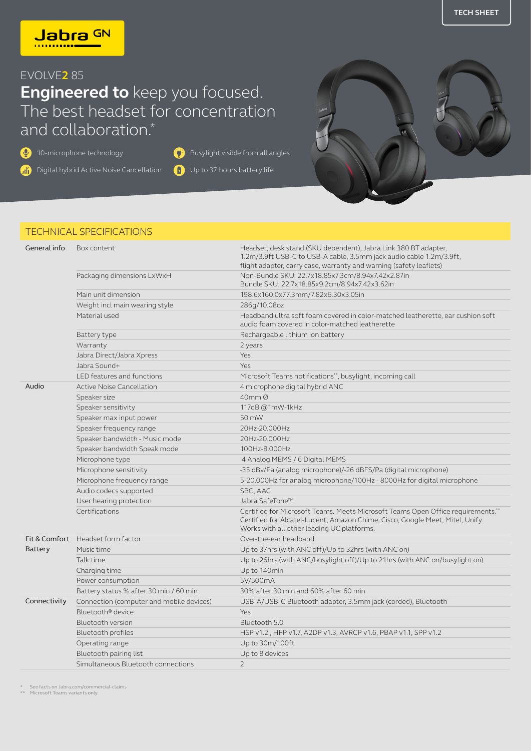TECH SHEET

Jabra GN

EVOLVE2 85

# Engineered to keep you focused. The best headset for concentration and collaboration.*

- 10-microphone technology
- Busylight visible from all angles
- Digital hybrid Active Noise Cancellation
- Up to 37 hours battery life

## TECHNICAL SPECIFICATIONS

| | | |
|---|---|---|
| General info | Box content | Headset, desk stand (SKU dependent), Jabra Link 380 BT adapter, 1.2m/3.9ft USB-C to USB-A cable, 3.5mm jack audio cable 1.2m/3.9ft, flight adapter, carry case, warranty and warning (safety leaflets) |
| | Packaging dimensions LxWxH | Non-Bundle SKU: 22.7x18.85x7.3cm/8.94x7.42x2.87in<br>Bundle SKU: 22.7x18.85x9.2cm/8.94x7.42x3.62in |
| | Main unit dimension | 198.6x160.0x77.3mm/7.82x6.30x3.05in |
| | Weight incl main wearing style | 286g/10.08oz |
| | Material used | Headband ultra soft foam covered in color-matched leatherette, ear cushion soft audio foam covered in color-matched leatherette |
| | Battery type | Rechargeable lithium ion battery |
| | Warranty | 2 years |
| | Jabra Direct/Jabra Xpress | Yes |
| | Jabra Sound+ | Yes |
| | LED features and functions | Microsoft Teams notifications**, busylight, incoming call |
| Audio | Active Noise Cancellation | 4 microphone digital hybrid ANC |
| | Speaker size | 40mm Ø |
| | Speaker sensitivity | 117dB @1mW-1kHz |
| | Speaker max input power | 50 mW |
| | Speaker frequency range | 20Hz-20.000Hz |
| | Speaker bandwidth - Music mode | 20Hz-20.000Hz |
| | Speaker bandwidth Speak mode | 100Hz-8.000Hz |
| | Microphone type | 4 Analog MEMS / 6 Digital MEMS |
| | Microphone sensitivity | -35 dBv/Pa (analog microphone)/-26 dBFS/Pa (digital microphone) |
| | Microphone frequency range | 5-20.000Hz for analog microphone/100Hz - 8000Hz for digital microphone |
| | Audio codecs supported | SBC, AAC |
| | User hearing protection | Jabra SafeTone™ |
| | Certifications | Certified for Microsoft Teams. Meets Microsoft Teams Open Office requirements.** Certified for Alcatel-Lucent, Amazon Chime, Cisco, Google Meet, Mitel, Unify. Works with all other leading UC platforms. |
| Fit & Comfort | Headset form factor | Over-the-ear headband |
| Battery | Music time | Up to 37hrs (with ANC off)/Up to 32hrs (with ANC on) |
| | Talk time | Up to 26hrs (with ANC/busylight off)/Up to 21hrs (with ANC on/busylight on) |
| | Charging time | Up to 140min |
| | Power consumption | 5V/500mA |
| | Battery status % after 30 min / 60 min | 30% after 30 min and 60% after 60 min |
| Connectivity | Connection (computer and mobile devices) | USB-A/USB-C Bluetooth adapter, 3.5mm jack (corded), Bluetooth |
| | Bluetooth® device | Yes |
| | Bluetooth version | Bluetooth 5.0 |
| | Bluetooth profiles | HSP v1.2 , HFP v1.7, A2DP v1.3, AVRCP v1.6, PBAP v1.1, SPP v1.2 |
| | Operating range | Up to 30m/100ft |
| | Bluetooth pairing list | Up to 8 devices |
| | Simultaneous Bluetooth connections | 2 |

\* See facts on Jabra.com/commercial-claims
** Microsoft Teams variants only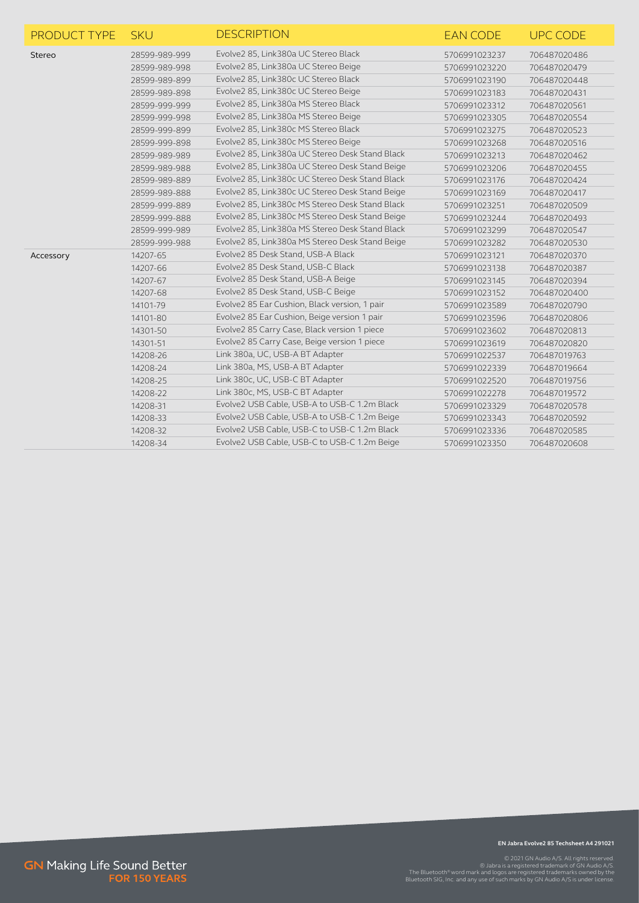| PRODUCT TYPE | SKU | DESCRIPTION | EAN CODE | UPC CODE |
|---|---|---|---|---|
| Stereo | 28599-989-999 | Evolve2 85, Link380a UC Stereo Black | 5706991023237 | 706487020486 |
| | 28599-989-998 | Evolve2 85, Link380a UC Stereo Beige | 5706991023220 | 706487020479 |
| | 28599-989-899 | Evolve2 85, Link380c UC Stereo Black | 5706991023190 | 706487020448 |
| | 28599-989-898 | Evolve2 85, Link380c UC Stereo Beige | 5706991023183 | 706487020431 |
| | 28599-999-999 | Evolve2 85, Link380a MS Stereo Black | 5706991023312 | 706487020561 |
| | 28599-999-998 | Evolve2 85, Link380a MS Stereo Beige | 5706991023305 | 706487020554 |
| | 28599-999-899 | Evolve2 85, Link380c MS Stereo Black | 5706991023275 | 706487020523 |
| | 28599-999-898 | Evolve2 85, Link380c MS Stereo Beige | 5706991023268 | 706487020516 |
| | 28599-989-989 | Evolve2 85, Link380a UC Stereo Desk Stand Black | 5706991023213 | 706487020462 |
| | 28599-989-988 | Evolve2 85, Link380a UC Stereo Desk Stand Beige | 5706991023206 | 706487020455 |
| | 28599-989-889 | Evolve2 85, Link380c UC Stereo Desk Stand Black | 5706991023176 | 706487020424 |
| | 28599-989-888 | Evolve2 85, Link380c UC Stereo Desk Stand Beige | 5706991023169 | 706487020417 |
| | 28599-999-889 | Evolve2 85, Link380c MS Stereo Desk Stand Black | 5706991023251 | 706487020509 |
| | 28599-999-888 | Evolve2 85, Link380c MS Stereo Desk Stand Beige | 5706991023244 | 706487020493 |
| | 28599-999-989 | Evolve2 85, Link380a MS Stereo Desk Stand Black | 5706991023299 | 706487020547 |
| | 28599-999-988 | Evolve2 85, Link380a MS Stereo Desk Stand Beige | 5706991023282 | 706487020530 |
| Accessory | 14207-65 | Evolve2 85 Desk Stand, USB-A Black | 5706991023121 | 706487020370 |
| | 14207-66 | Evolve2 85 Desk Stand, USB-C Black | 5706991023138 | 706487020387 |
| | 14207-67 | Evolve2 85 Desk Stand, USB-A Beige | 5706991023145 | 706487020394 |
| | 14207-68 | Evolve2 85 Desk Stand, USB-C Beige | 5706991023152 | 706487020400 |
| | 14101-79 | Evolve2 85 Ear Cushion, Black version, 1 pair | 5706991023589 | 706487020790 |
| | 14101-80 | Evolve2 85 Ear Cushion, Beige version 1 pair | 5706991023596 | 706487020806 |
| | 14301-50 | Evolve2 85 Carry Case, Black version 1 piece | 5706991023602 | 706487020813 |
| | 14301-51 | Evolve2 85 Carry Case, Beige version 1 piece | 5706991023619 | 706487020820 |
| | 14208-26 | Link 380a, UC, USB-A BT Adapter | 5706991022537 | 706487019763 |
| | 14208-24 | Link 380a, MS, USB-A BT Adapter | 5706991022339 | 706487019664 |
| | 14208-25 | Link 380c, UC, USB-C BT Adapter | 5706991022520 | 706487019756 |
| | 14208-22 | Link 380c, MS, USB-C BT Adapter | 5706991022278 | 706487019572 |
| | 14208-31 | Evolve2 USB Cable, USB-A to USB-C 1.2m Black | 5706991023329 | 706487020578 |
| | 14208-33 | Evolve2 USB Cable, USB-A to USB-C 1.2m Beige | 5706991023343 | 706487020592 |
| | 14208-32 | Evolve2 USB Cable, USB-C to USB-C 1.2m Black | 5706991023336 | 706487020585 |
| | 14208-34 | Evolve2 USB Cable, USB-C to USB-C 1.2m Beige | 5706991023350 | 706487020608 |

GN Making Life Sound Better **FOR 150 YEARS**

**EN Jabra Evolve2 85 Techsheet A4 291021**

© 2021 GN Audio A/S. All rights reserved.
® Jabra is a registered trademark of GN Audio A/S.
The Bluetooth® word mark and logos are registered trademarks owned by the Bluetooth SIG, Inc. and any use of such marks by GN Audio A/S is under license.